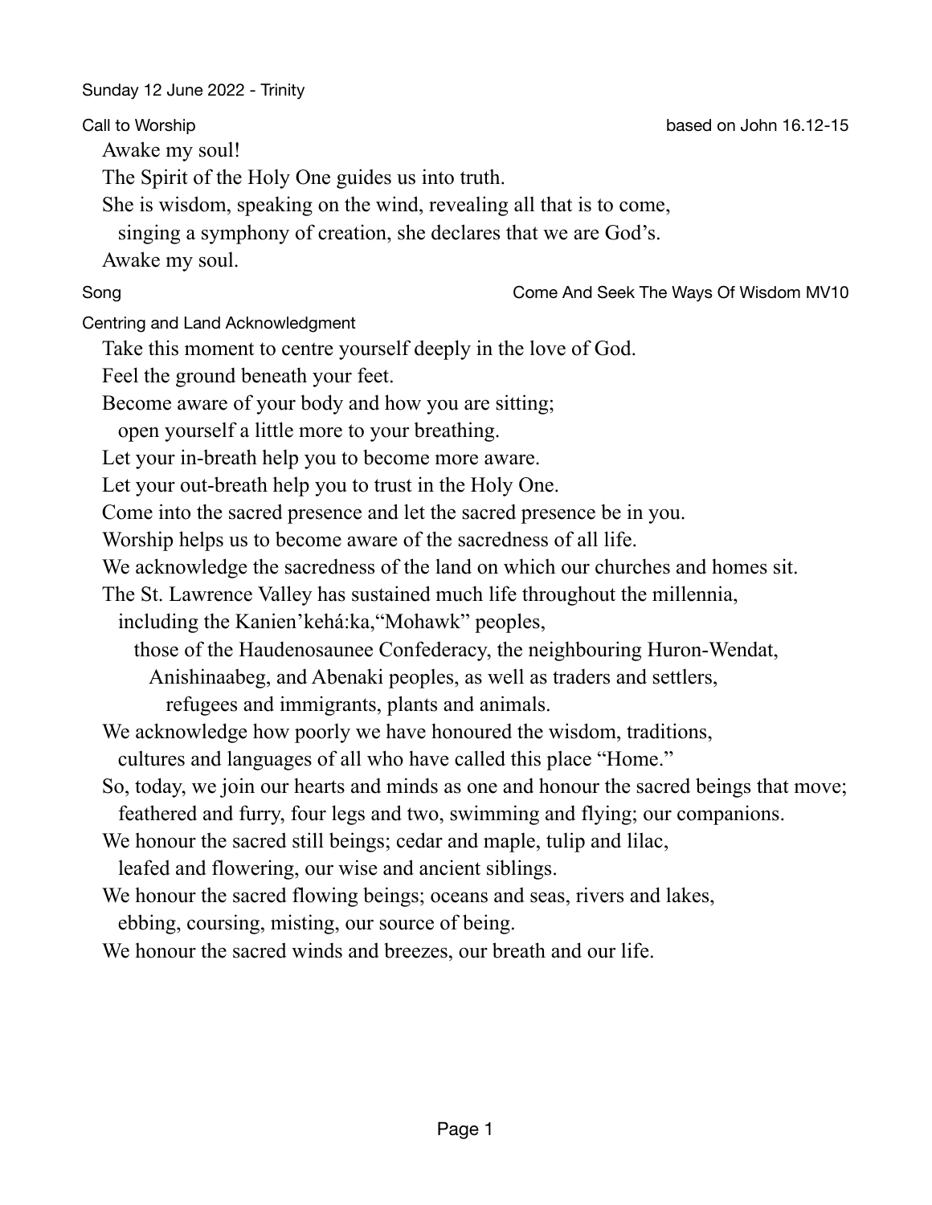Sunday 12 June 2022 - Trinity

**Call to Worship** — based on John 16.12-15

Awake my soul!
The Spirit of the Holy One guides us into truth.
She is wisdom, speaking on the wind, revealing all that is to come,
singing a symphony of creation, she declares that we are God's.
Awake my soul.

**Song** — Come And Seek The Ways Of Wisdom MV10

**Centring and Land Acknowledgment**

Take this moment to centre yourself deeply in the love of God.
Feel the ground beneath your feet.
Become aware of your body and how you are sitting;
open yourself a little more to your breathing.
Let your in-breath help you to become more aware.
Let your out-breath help you to trust in the Holy One.
Come into the sacred presence and let the sacred presence be in you.
Worship helps us to become aware of the sacredness of all life.
We acknowledge the sacredness of the land on which our churches and homes sit.
The St. Lawrence Valley has sustained much life throughout the millennia,
including the Kanien'kehá:ka,"Mohawk" peoples,
those of the Haudenosaunee Confederacy, the neighbouring Huron-Wendat,
Anishinaabeg, and Abenaki peoples, as well as traders and settlers,
refugees and immigrants, plants and animals.
We acknowledge how poorly we have honoured the wisdom, traditions,
cultures and languages of all who have called this place "Home."
So, today, we join our hearts and minds as one and honour the sacred beings that move;
feathered and furry, four legs and two, swimming and flying; our companions.
We honour the sacred still beings; cedar and maple, tulip and lilac,
leafed and flowering, our wise and ancient siblings.
We honour the sacred flowing beings; oceans and seas, rivers and lakes,
ebbing, coursing, misting, our source of being.
We honour the sacred winds and breezes, our breath and our life.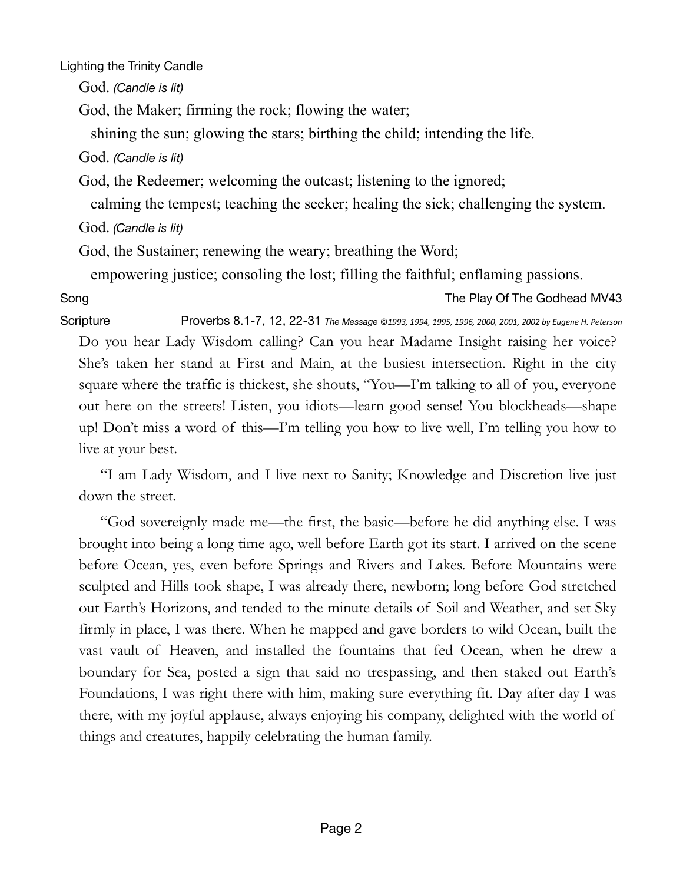Lighting the Trinity Candle

God. *(Candle is lit)*

God, the Maker; firming the rock; flowing the water;
shining the sun; glowing the stars; birthing the child; intending the life.

God. *(Candle is lit)*

God, the Redeemer; welcoming the outcast; listening to the ignored;
calming the tempest; teaching the seeker; healing the sick; challenging the system.

God. *(Candle is lit)*

God, the Sustainer; renewing the weary; breathing the Word;
empowering justice; consoling the lost; filling the faithful; enflaming passions.

Song — The Play Of The Godhead MV43

Scripture — Proverbs 8.1-7, 12, 22-31 *The Message ©1993, 1994, 1995, 1996, 2000, 2001, 2002 by Eugene H. Peterson*

Do you hear Lady Wisdom calling? Can you hear Madame Insight raising her voice? She's taken her stand at First and Main, at the busiest intersection. Right in the city square where the traffic is thickest, she shouts, "You—I'm talking to all of you, everyone out here on the streets! Listen, you idiots—learn good sense! You blockheads—shape up! Don't miss a word of this—I'm telling you how to live well, I'm telling you how to live at your best.

"I am Lady Wisdom, and I live next to Sanity; Knowledge and Discretion live just down the street.

"God sovereignly made me—the first, the basic—before he did anything else. I was brought into being a long time ago, well before Earth got its start. I arrived on the scene before Ocean, yes, even before Springs and Rivers and Lakes. Before Mountains were sculpted and Hills took shape, I was already there, newborn; long before God stretched out Earth's Horizons, and tended to the minute details of Soil and Weather, and set Sky firmly in place, I was there. When he mapped and gave borders to wild Ocean, built the vast vault of Heaven, and installed the fountains that fed Ocean, when he drew a boundary for Sea, posted a sign that said no trespassing, and then staked out Earth's Foundations, I was right there with him, making sure everything fit. Day after day I was there, with my joyful applause, always enjoying his company, delighted with the world of things and creatures, happily celebrating the human family.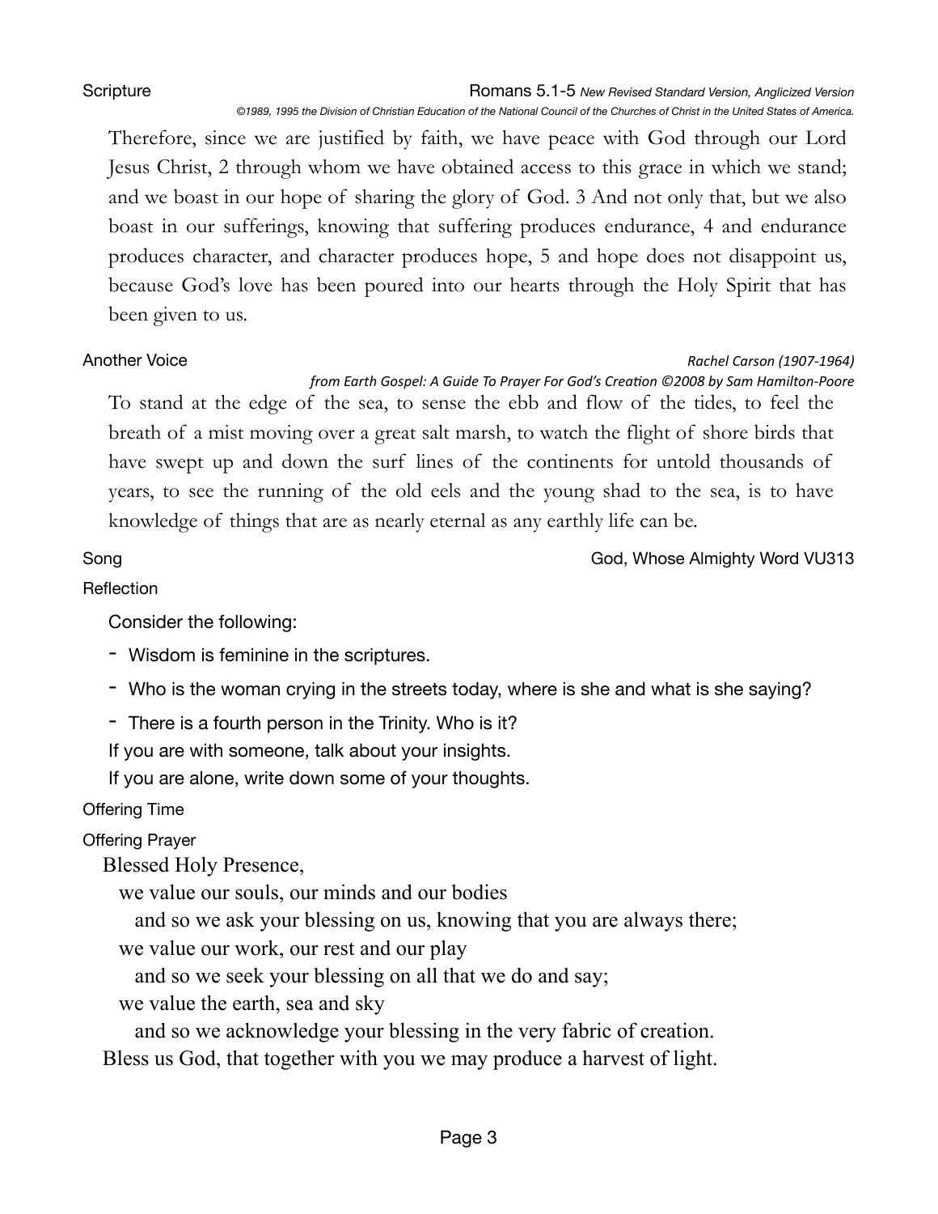## Scripture

**Romans 5.1-5** *New Revised Standard Version, Anglicized Version*

*©1989, 1995 the Division of Christian Education of the National Council of the Churches of Christ in the United States of America.*

Therefore, since we are justified by faith, we have peace with God through our Lord Jesus Christ, 2 through whom we have obtained access to this grace in which we stand; and we boast in our hope of sharing the glory of God. 3 And not only that, but we also boast in our sufferings, knowing that suffering produces endurance, 4 and endurance produces character, and character produces hope, 5 and hope does not disappoint us, because God's love has been poured into our hearts through the Holy Spirit that has been given to us.

## Another Voice

*Rachel Carson (1907-1964)*

*from Earth Gospel: A Guide To Prayer For God's Creation ©2008 by Sam Hamilton-Poore*

To stand at the edge of the sea, to sense the ebb and flow of the tides, to feel the breath of a mist moving over a great salt marsh, to watch the flight of shore birds that have swept up and down the surf lines of the continents for untold thousands of years, to see the running of the old eels and the young shad to the sea, is to have knowledge of things that are as nearly eternal as any earthly life can be.

## Song

God, Whose Almighty Word VU313

## Reflection

Consider the following:

- Wisdom is feminine in the scriptures.
- Who is the woman crying in the streets today, where is she and what is she saying?
- There is a fourth person in the Trinity. Who is it?

If you are with someone, talk about your insights.

If you are alone, write down some of your thoughts.

## Offering Time

## Offering Prayer

Blessed Holy Presence,
we value our souls, our minds and our bodies
and so we ask your blessing on us, knowing that you are always there;
we value our work, our rest and our play
and so we seek your blessing on all that we do and say;
we value the earth, sea and sky
and so we acknowledge your blessing in the very fabric of creation.
Bless us God, that together with you we may produce a harvest of light.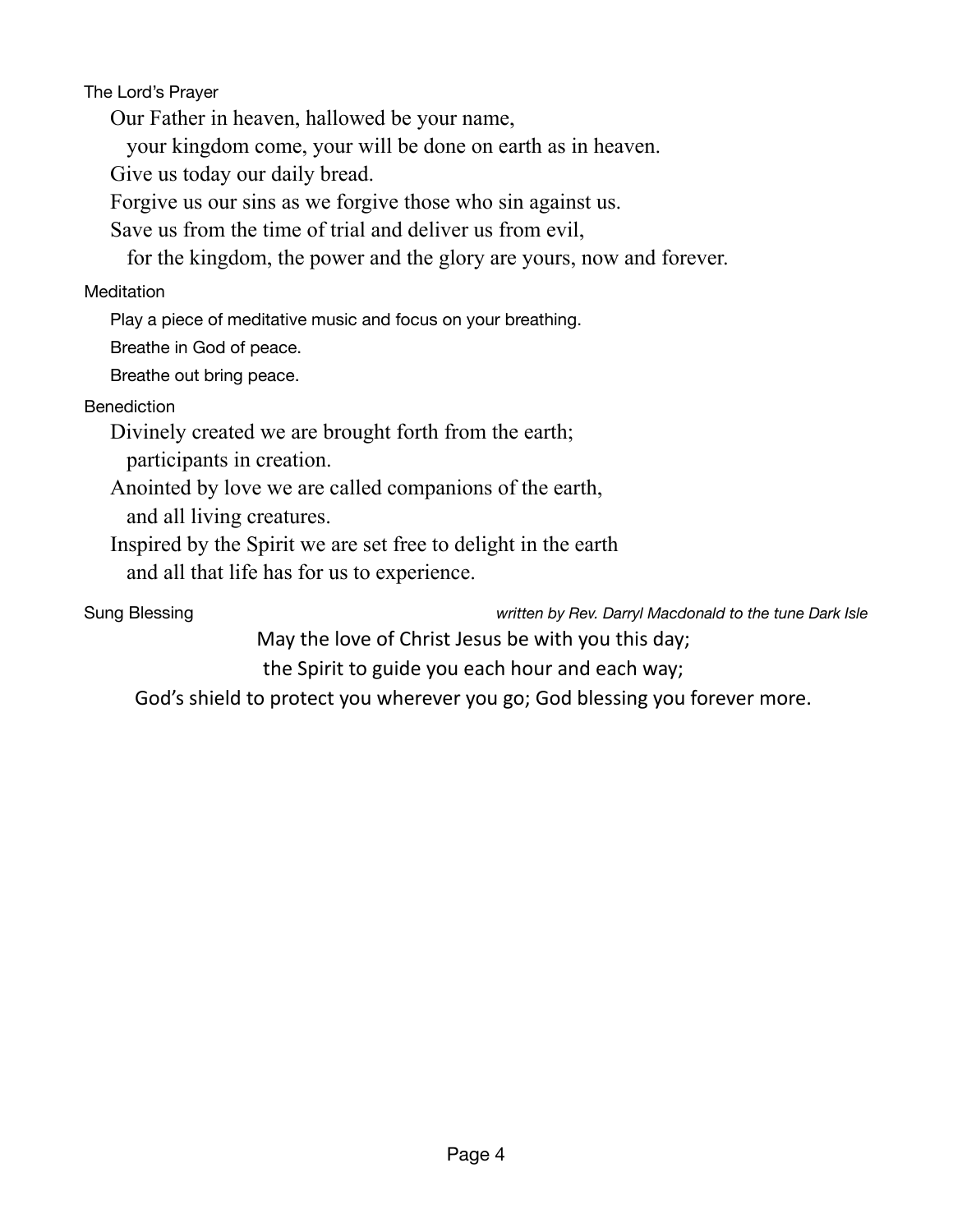### The Lord's Prayer

Our Father in heaven, hallowed be your name,
  your kingdom come, your will be done on earth as in heaven.
Give us today our daily bread.
Forgive us our sins as we forgive those who sin against us.
Save us from the time of trial and deliver us from evil,
  for the kingdom, the power and the glory are yours, now and forever.

### Meditation

Play a piece of meditative music and focus on your breathing.

Breathe in God of peace.

Breathe out bring peace.

### Benediction

Divinely created we are brought forth from the earth;
  participants in creation.
Anointed by love we are called companions of the earth,
  and all living creatures.
Inspired by the Spirit we are set free to delight in the earth
  and all that life has for us to experience.

### Sung Blessing

*written by Rev. Darryl Macdonald to the tune Dark Isle*

May the love of Christ Jesus be with you this day;
the Spirit to guide you each hour and each way;
God's shield to protect you wherever you go; God blessing you forever more.